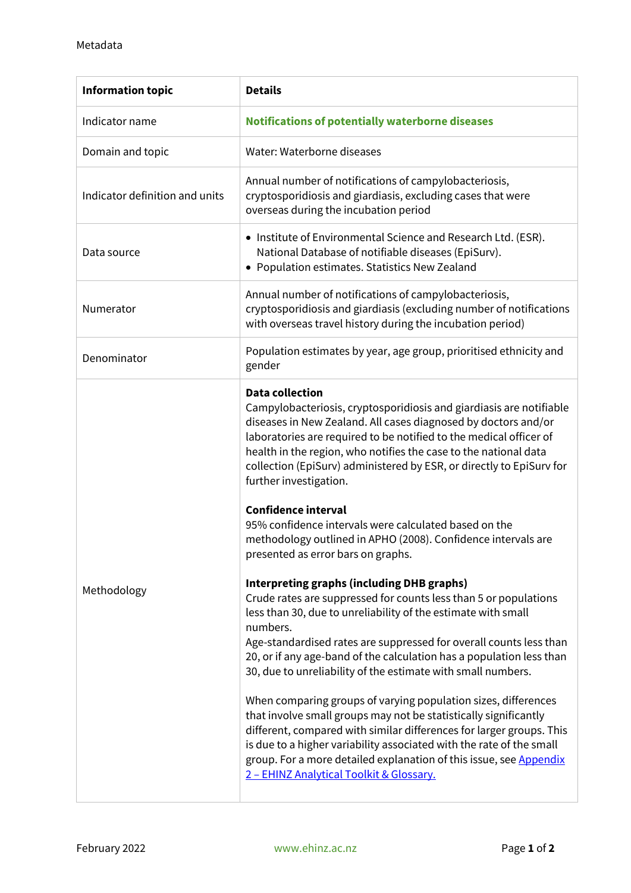Metadata

| Information topic | Details |
| --- | --- |
| Indicator name | **Notifications of potentially waterborne diseases** |
| Domain and topic | Water: Waterborne diseases |
| Indicator definition and units | Annual number of notifications of campylobacteriosis, cryptosporidiosis and giardiasis, excluding cases that were overseas during the incubation period |
| Data source | • Institute of Environmental Science and Research Ltd. (ESR). National Database of notifiable diseases (EpiSurv).<br>• Population estimates. Statistics New Zealand |
| Numerator | Annual number of notifications of campylobacteriosis, cryptosporidiosis and giardiasis (excluding number of notifications with overseas travel history during the incubation period) |
| Denominator | Population estimates by year, age group, prioritised ethnicity and gender |
| Methodology | **Data collection**<br>Campylobacteriosis, cryptosporidiosis and giardiasis are notifiable diseases in New Zealand. All cases diagnosed by doctors and/or laboratories are required to be notified to the medical officer of health in the region, who notifies the case to the national data collection (EpiSurv) administered by ESR, or directly to EpiSurv for further investigation.<br><br>**Confidence interval**<br>95% confidence intervals were calculated based on the methodology outlined in APHO (2008). Confidence intervals are presented as error bars on graphs.<br><br>**Interpreting graphs (including DHB graphs)**<br>Crude rates are suppressed for counts less than 5 or populations less than 30, due to unreliability of the estimate with small numbers.<br>Age-standardised rates are suppressed for overall counts less than 20, or if any age-band of the calculation has a population less than 30, due to unreliability of the estimate with small numbers.<br><br>When comparing groups of varying population sizes, differences that involve small groups may not be statistically significantly different, compared with similar differences for larger groups. This is due to a higher variability associated with the rate of the small group. For a more detailed explanation of this issue, see Appendix 2 – EHINZ Analytical Toolkit & Glossary. |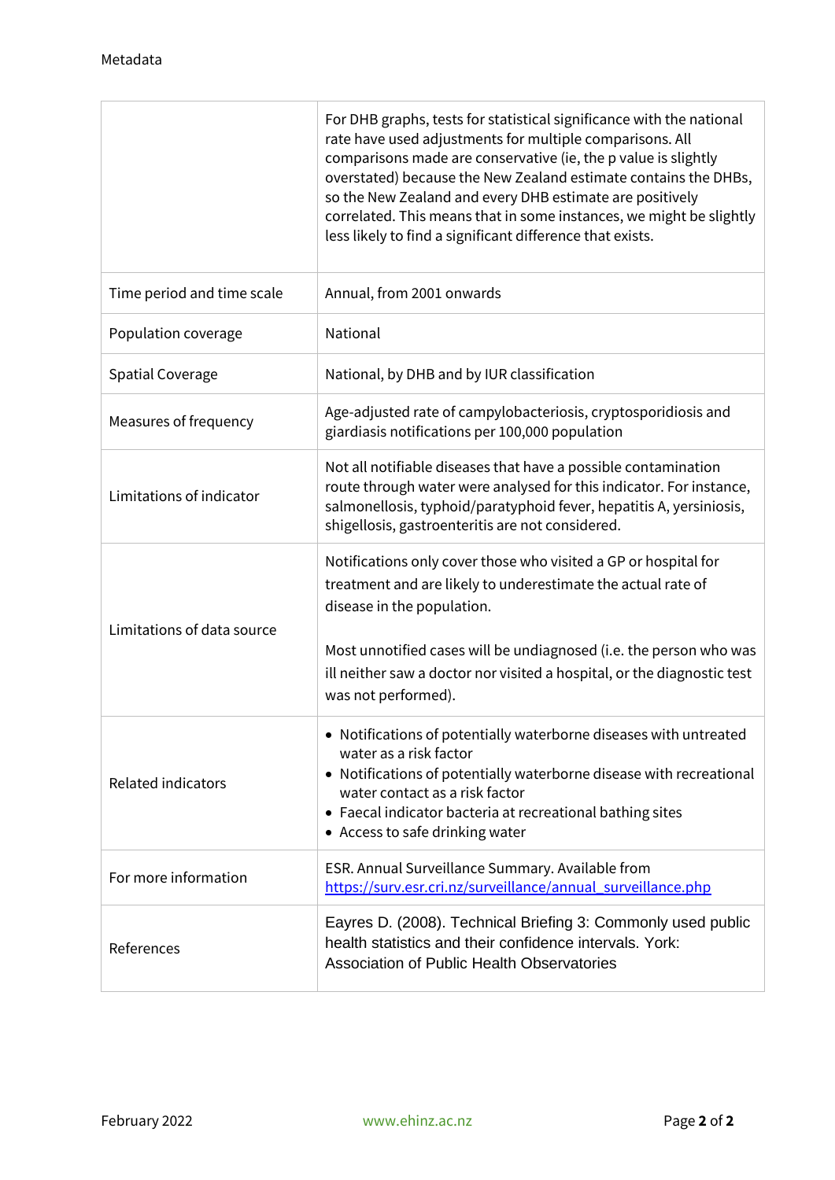| | |
|---|---|
| | For DHB graphs, tests for statistical significance with the national rate have used adjustments for multiple comparisons. All comparisons made are conservative (ie, the p value is slightly overstated) because the New Zealand estimate contains the DHBs, so the New Zealand and every DHB estimate are positively correlated. This means that in some instances, we might be slightly less likely to find a significant difference that exists. |
| Time period and time scale | Annual, from 2001 onwards |
| Population coverage | National |
| Spatial Coverage | National, by DHB and by IUR classification |
| Measures of frequency | Age-adjusted rate of campylobacteriosis, cryptosporidiosis and giardiasis notifications per 100,000 population |
| Limitations of indicator | Not all notifiable diseases that have a possible contamination route through water were analysed for this indicator. For instance, salmonellosis, typhoid/paratyphoid fever, hepatitis A, yersiniosis, shigellosis, gastroenteritis are not considered. |
| Limitations of data source | Notifications only cover those who visited a GP or hospital for treatment and are likely to underestimate the actual rate of disease in the population.<br><br>Most unnotified cases will be undiagnosed (i.e. the person who was ill neither saw a doctor nor visited a hospital, or the diagnostic test was not performed). |
| Related indicators | • Notifications of potentially waterborne diseases with untreated water as a risk factor<br>• Notifications of potentially waterborne disease with recreational water contact as a risk factor<br>• Faecal indicator bacteria at recreational bathing sites<br>• Access to safe drinking water |
| For more information | ESR. Annual Surveillance Summary. Available from https://surv.esr.cri.nz/surveillance/annual_surveillance.php |
| References | Eayres D. (2008). Technical Briefing 3: Commonly used public health statistics and their confidence intervals. York: Association of Public Health Observatories |